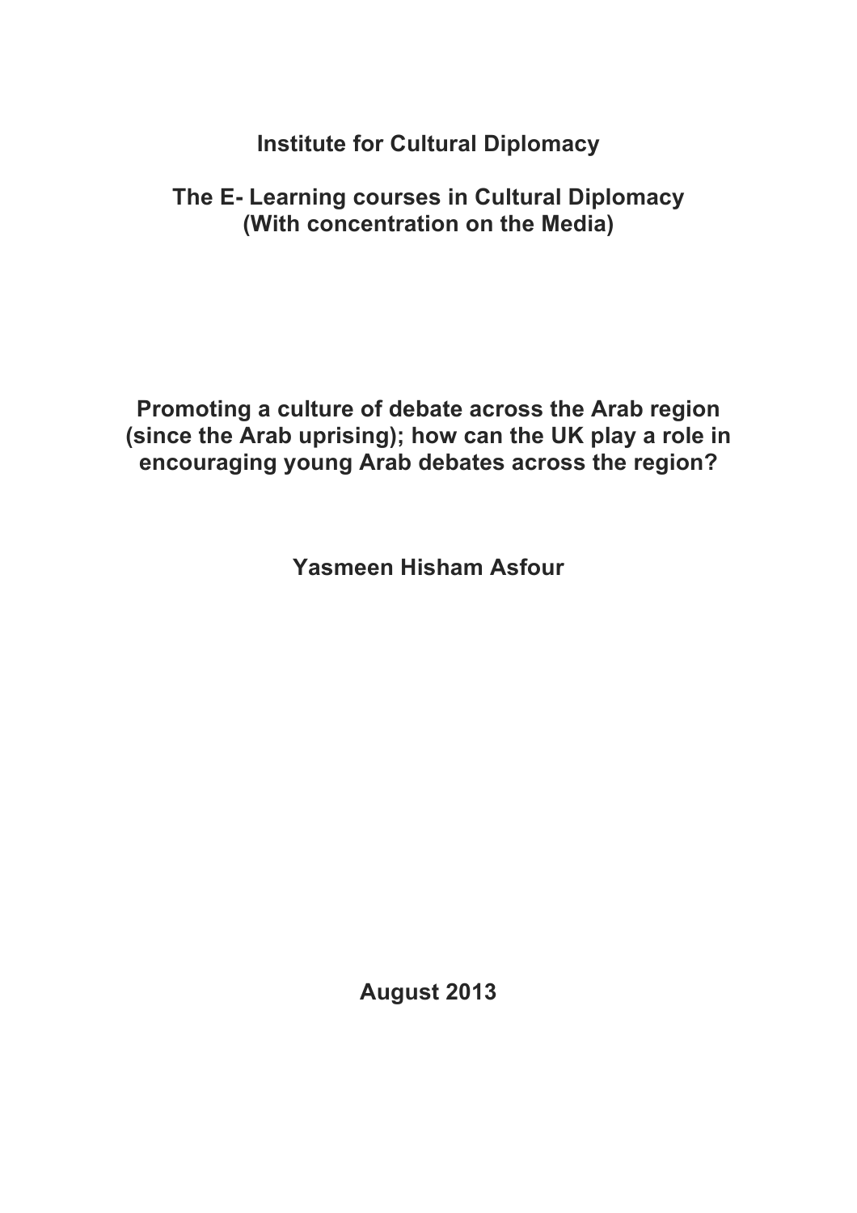**Institute for Cultural Diplomacy**

**The E- Learning courses in Cultural Diplomacy (With concentration on the Media)**

# Promoting a culture of debate across the Arab region (since the Arab uprising); how can the UK play a role in encouraging young Arab debates across the region?

**Yasmeen Hisham Asfour**

**August 2013**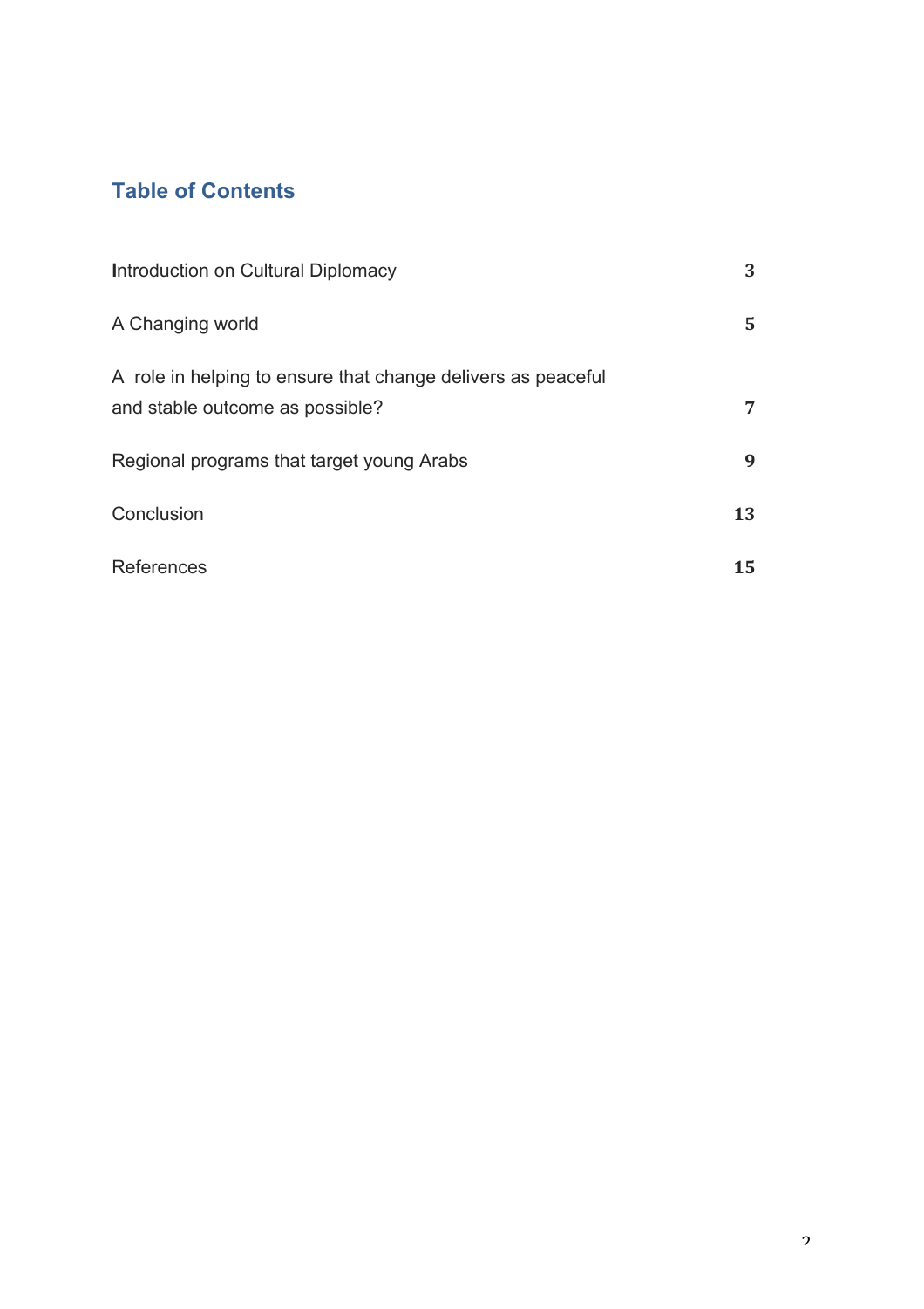## Table of Contents

| | |
|---|---|
| Introduction on Cultural Diplomacy | 3 |
| A Changing world | 5 |
| A role in helping to ensure that change delivers as peaceful and stable outcome as possible? | 7 |
| Regional programs that target young Arabs | 9 |
| Conclusion | 13 |
| References | 15 |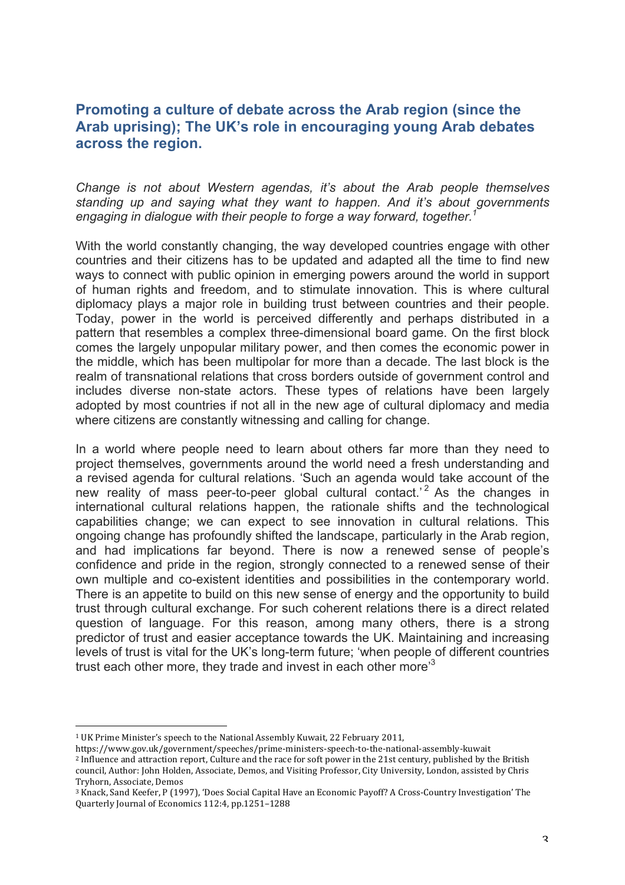## Promoting a culture of debate across the Arab region (since the Arab uprising); The UK's role in encouraging young Arab debates across the region.

*Change is not about Western agendas, it's about the Arab people themselves standing up and saying what they want to happen. And it's about governments engaging in dialogue with their people to forge a way forward, together.*[1]

With the world constantly changing, the way developed countries engage with other countries and their citizens has to be updated and adapted all the time to find new ways to connect with public opinion in emerging powers around the world in support of human rights and freedom, and to stimulate innovation. This is where cultural diplomacy plays a major role in building trust between countries and their people. Today, power in the world is perceived differently and perhaps distributed in a pattern that resembles a complex three-dimensional board game. On the first block comes the largely unpopular military power, and then comes the economic power in the middle, which has been multipolar for more than a decade. The last block is the realm of transnational relations that cross borders outside of government control and includes diverse non-state actors. These types of relations have been largely adopted by most countries if not all in the new age of cultural diplomacy and media where citizens are constantly witnessing and calling for change.

In a world where people need to learn about others far more than they need to project themselves, governments around the world need a fresh understanding and a revised agenda for cultural relations. 'Such an agenda would take account of the new reality of mass peer-to-peer global cultural contact.'[2] As the changes in international cultural relations happen, the rationale shifts and the technological capabilities change; we can expect to see innovation in cultural relations. This ongoing change has profoundly shifted the landscape, particularly in the Arab region, and had implications far beyond. There is now a renewed sense of people's confidence and pride in the region, strongly connected to a renewed sense of their own multiple and co-existent identities and possibilities in the contemporary world. There is an appetite to build on this new sense of energy and the opportunity to build trust through cultural exchange. For such coherent relations there is a direct related question of language. For this reason, among many others, there is a strong predictor of trust and easier acceptance towards the UK. Maintaining and increasing levels of trust is vital for the UK's long-term future; 'when people of different countries trust each other more, they trade and invest in each other more'[3]

---

[1] UK Prime Minister's speech to the National Assembly Kuwait, 22 February 2011, https://www.gov.uk/government/speeches/prime-ministers-speech-to-the-national-assembly-kuwait

[2] Influence and attraction report, Culture and the race for soft power in the 21st century, published by the British council, Author: John Holden, Associate, Demos, and Visiting Professor, City University, London, assisted by Chris Tryhorn, Associate, Demos

[3] Knack, Sand Keefer, P (1997), 'Does Social Capital Have an Economic Payoff? A Cross-Country Investigation' The Quarterly Journal of Economics 112:4, pp.1251–1288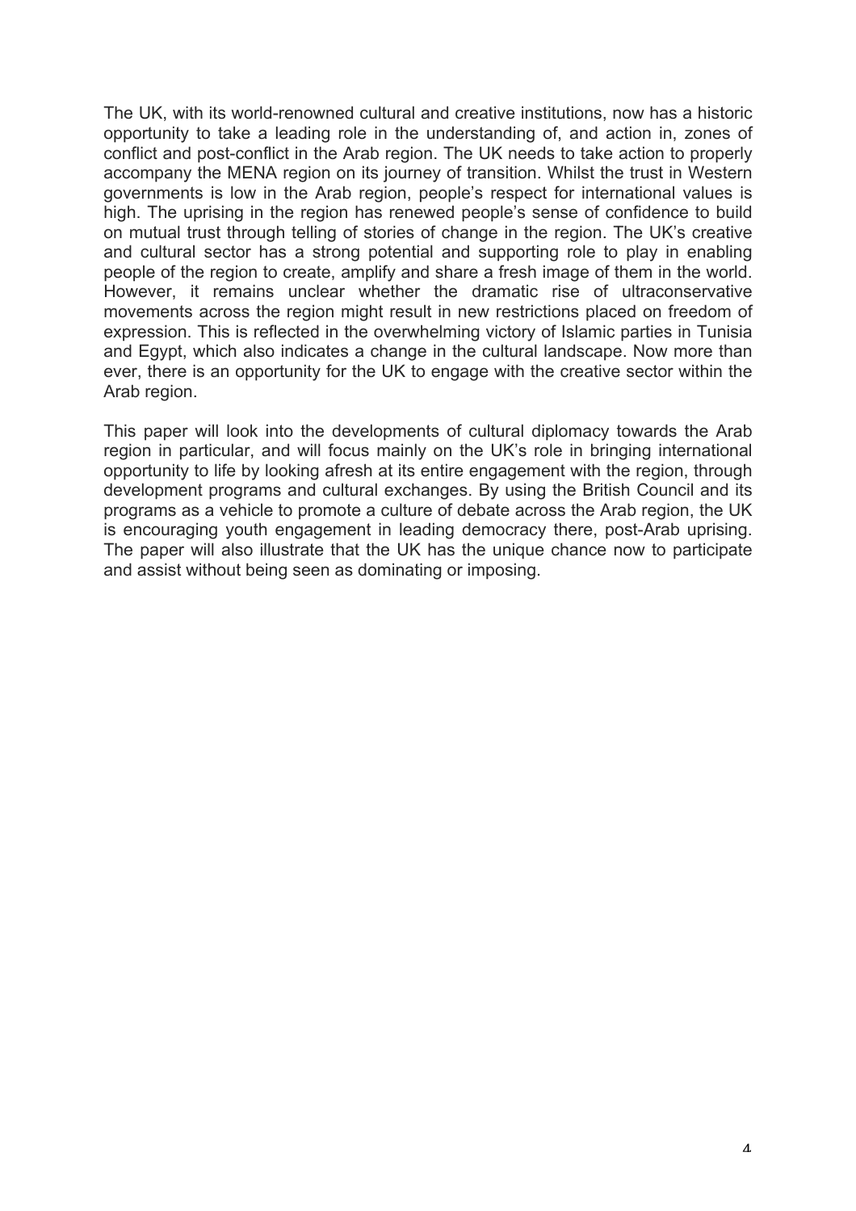The UK, with its world-renowned cultural and creative institutions, now has a historic opportunity to take a leading role in the understanding of, and action in, zones of conflict and post-conflict in the Arab region. The UK needs to take action to properly accompany the MENA region on its journey of transition. Whilst the trust in Western governments is low in the Arab region, people's respect for international values is high. The uprising in the region has renewed people's sense of confidence to build on mutual trust through telling of stories of change in the region. The UK's creative and cultural sector has a strong potential and supporting role to play in enabling people of the region to create, amplify and share a fresh image of them in the world. However, it remains unclear whether the dramatic rise of ultraconservative movements across the region might result in new restrictions placed on freedom of expression. This is reflected in the overwhelming victory of Islamic parties in Tunisia and Egypt, which also indicates a change in the cultural landscape. Now more than ever, there is an opportunity for the UK to engage with the creative sector within the Arab region.

This paper will look into the developments of cultural diplomacy towards the Arab region in particular, and will focus mainly on the UK's role in bringing international opportunity to life by looking afresh at its entire engagement with the region, through development programs and cultural exchanges. By using the British Council and its programs as a vehicle to promote a culture of debate across the Arab region, the UK is encouraging youth engagement in leading democracy there, post-Arab uprising. The paper will also illustrate that the UK has the unique chance now to participate and assist without being seen as dominating or imposing.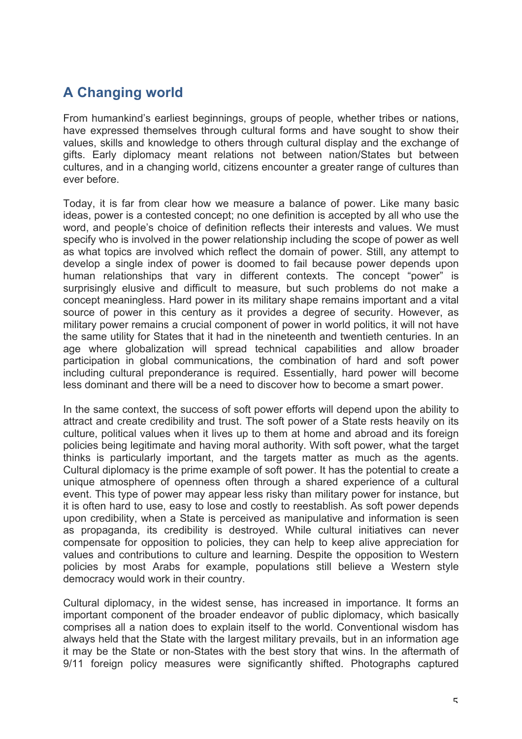## A Changing world

From humankind's earliest beginnings, groups of people, whether tribes or nations, have expressed themselves through cultural forms and have sought to show their values, skills and knowledge to others through cultural display and the exchange of gifts. Early diplomacy meant relations not between nation/States but between cultures, and in a changing world, citizens encounter a greater range of cultures than ever before.

Today, it is far from clear how we measure a balance of power. Like many basic ideas, power is a contested concept; no one definition is accepted by all who use the word, and people's choice of definition reflects their interests and values. We must specify who is involved in the power relationship including the scope of power as well as what topics are involved which reflect the domain of power. Still, any attempt to develop a single index of power is doomed to fail because power depends upon human relationships that vary in different contexts. The concept "power" is surprisingly elusive and difficult to measure, but such problems do not make a concept meaningless. Hard power in its military shape remains important and a vital source of power in this century as it provides a degree of security. However, as military power remains a crucial component of power in world politics, it will not have the same utility for States that it had in the nineteenth and twentieth centuries. In an age where globalization will spread technical capabilities and allow broader participation in global communications, the combination of hard and soft power including cultural preponderance is required. Essentially, hard power will become less dominant and there will be a need to discover how to become a smart power.

In the same context, the success of soft power efforts will depend upon the ability to attract and create credibility and trust. The soft power of a State rests heavily on its culture, political values when it lives up to them at home and abroad and its foreign policies being legitimate and having moral authority. With soft power, what the target thinks is particularly important, and the targets matter as much as the agents. Cultural diplomacy is the prime example of soft power. It has the potential to create a unique atmosphere of openness often through a shared experience of a cultural event. This type of power may appear less risky than military power for instance, but it is often hard to use, easy to lose and costly to reestablish. As soft power depends upon credibility, when a State is perceived as manipulative and information is seen as propaganda, its credibility is destroyed. While cultural initiatives can never compensate for opposition to policies, they can help to keep alive appreciation for values and contributions to culture and learning. Despite the opposition to Western policies by most Arabs for example, populations still believe a Western style democracy would work in their country.

Cultural diplomacy, in the widest sense, has increased in importance. It forms an important component of the broader endeavor of public diplomacy, which basically comprises all a nation does to explain itself to the world. Conventional wisdom has always held that the State with the largest military prevails, but in an information age it may be the State or non-States with the best story that wins. In the aftermath of 9/11 foreign policy measures were significantly shifted. Photographs captured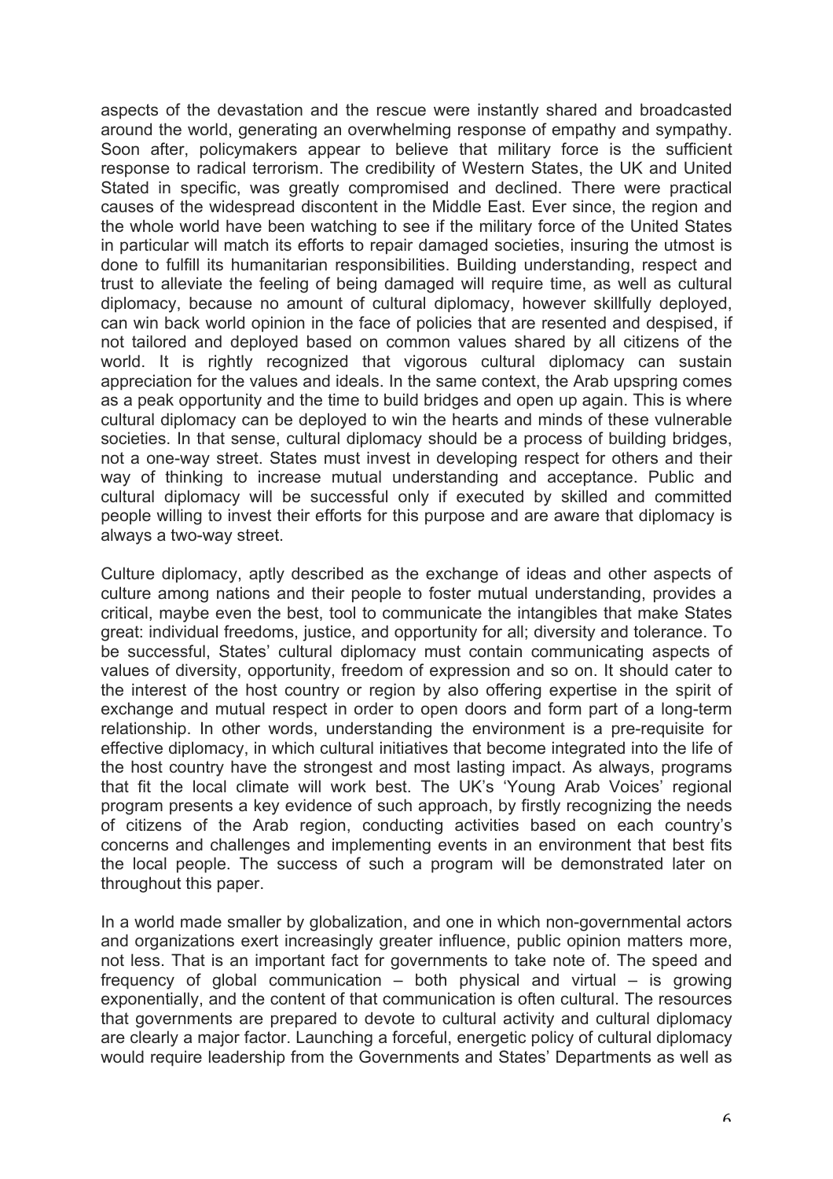aspects of the devastation and the rescue were instantly shared and broadcasted around the world, generating an overwhelming response of empathy and sympathy. Soon after, policymakers appear to believe that military force is the sufficient response to radical terrorism. The credibility of Western States, the UK and United Stated in specific, was greatly compromised and declined. There were practical causes of the widespread discontent in the Middle East. Ever since, the region and the whole world have been watching to see if the military force of the United States in particular will match its efforts to repair damaged societies, insuring the utmost is done to fulfill its humanitarian responsibilities. Building understanding, respect and trust to alleviate the feeling of being damaged will require time, as well as cultural diplomacy, because no amount of cultural diplomacy, however skillfully deployed, can win back world opinion in the face of policies that are resented and despised, if not tailored and deployed based on common values shared by all citizens of the world. It is rightly recognized that vigorous cultural diplomacy can sustain appreciation for the values and ideals. In the same context, the Arab upspring comes as a peak opportunity and the time to build bridges and open up again. This is where cultural diplomacy can be deployed to win the hearts and minds of these vulnerable societies. In that sense, cultural diplomacy should be a process of building bridges, not a one-way street. States must invest in developing respect for others and their way of thinking to increase mutual understanding and acceptance. Public and cultural diplomacy will be successful only if executed by skilled and committed people willing to invest their efforts for this purpose and are aware that diplomacy is always a two-way street.

Culture diplomacy, aptly described as the exchange of ideas and other aspects of culture among nations and their people to foster mutual understanding, provides a critical, maybe even the best, tool to communicate the intangibles that make States great: individual freedoms, justice, and opportunity for all; diversity and tolerance. To be successful, States' cultural diplomacy must contain communicating aspects of values of diversity, opportunity, freedom of expression and so on. It should cater to the interest of the host country or region by also offering expertise in the spirit of exchange and mutual respect in order to open doors and form part of a long-term relationship. In other words, understanding the environment is a pre-requisite for effective diplomacy, in which cultural initiatives that become integrated into the life of the host country have the strongest and most lasting impact. As always, programs that fit the local climate will work best. The UK's 'Young Arab Voices' regional program presents a key evidence of such approach, by firstly recognizing the needs of citizens of the Arab region, conducting activities based on each country's concerns and challenges and implementing events in an environment that best fits the local people. The success of such a program will be demonstrated later on throughout this paper.

In a world made smaller by globalization, and one in which non-governmental actors and organizations exert increasingly greater influence, public opinion matters more, not less. That is an important fact for governments to take note of. The speed and frequency of global communication – both physical and virtual – is growing exponentially, and the content of that communication is often cultural. The resources that governments are prepared to devote to cultural activity and cultural diplomacy are clearly a major factor. Launching a forceful, energetic policy of cultural diplomacy would require leadership from the Governments and States' Departments as well as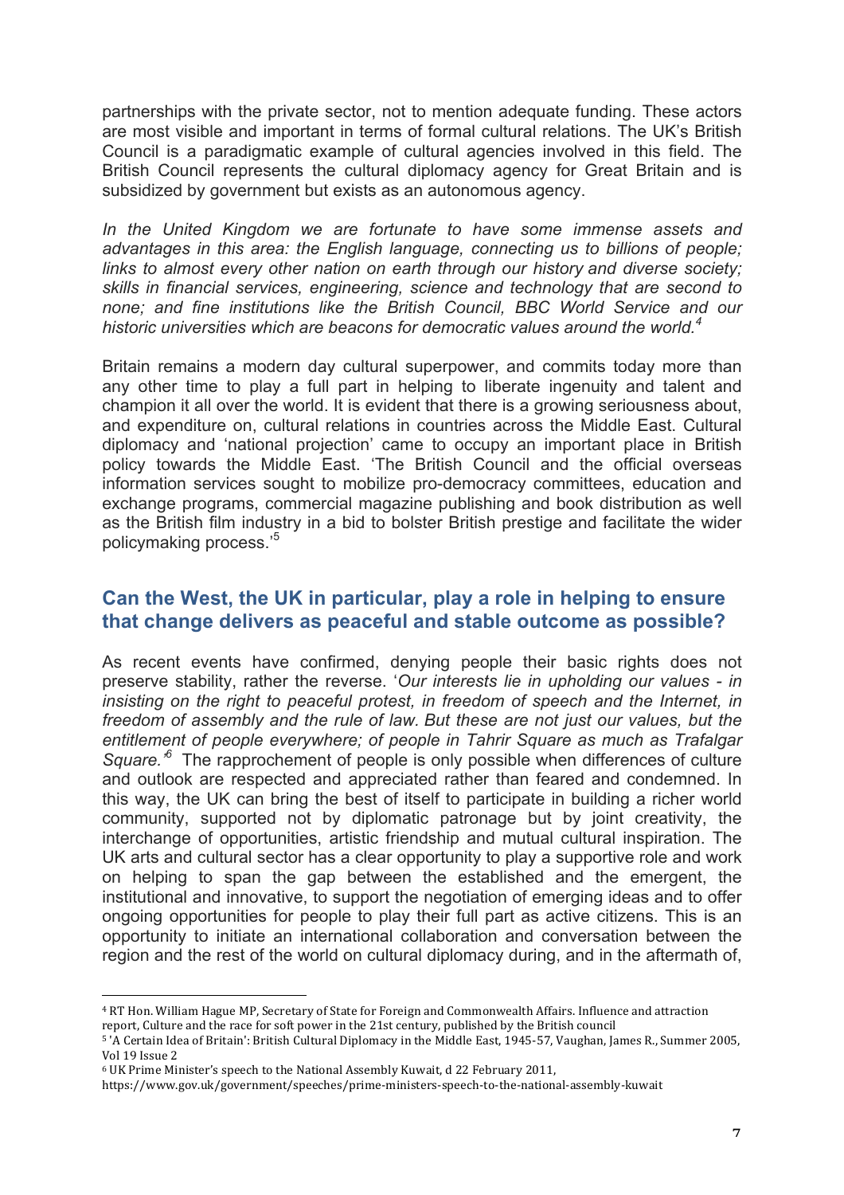partnerships with the private sector, not to mention adequate funding. These actors are most visible and important in terms of formal cultural relations. The UK's British Council is a paradigmatic example of cultural agencies involved in this field. The British Council represents the cultural diplomacy agency for Great Britain and is subsidized by government but exists as an autonomous agency.

*In the United Kingdom we are fortunate to have some immense assets and advantages in this area: the English language, connecting us to billions of people; links to almost every other nation on earth through our history and diverse society; skills in financial services, engineering, science and technology that are second to none; and fine institutions like the British Council, BBC World Service and our historic universities which are beacons for democratic values around the world.*[4]

Britain remains a modern day cultural superpower, and commits today more than any other time to play a full part in helping to liberate ingenuity and talent and champion it all over the world. It is evident that there is a growing seriousness about, and expenditure on, cultural relations in countries across the Middle East. Cultural diplomacy and 'national projection' came to occupy an important place in British policy towards the Middle East. 'The British Council and the official overseas information services sought to mobilize pro-democracy committees, education and exchange programs, commercial magazine publishing and book distribution as well as the British film industry in a bid to bolster British prestige and facilitate the wider policymaking process.'[5]

## Can the West, the UK in particular, play a role in helping to ensure that change delivers as peaceful and stable outcome as possible?

As recent events have confirmed, denying people their basic rights does not preserve stability, rather the reverse. '*Our interests lie in upholding our values - in insisting on the right to peaceful protest, in freedom of speech and the Internet, in freedom of assembly and the rule of law. But these are not just our values, but the entitlement of people everywhere; of people in Tahrir Square as much as Trafalgar Square.'*[6] The rapprochement of people is only possible when differences of culture and outlook are respected and appreciated rather than feared and condemned. In this way, the UK can bring the best of itself to participate in building a richer world community, supported not by diplomatic patronage but by joint creativity, the interchange of opportunities, artistic friendship and mutual cultural inspiration. The UK arts and cultural sector has a clear opportunity to play a supportive role and work on helping to span the gap between the established and the emergent, the institutional and innovative, to support the negotiation of emerging ideas and to offer ongoing opportunities for people to play their full part as active citizens. This is an opportunity to initiate an international collaboration and conversation between the region and the rest of the world on cultural diplomacy during, and in the aftermath of,

---

[4] RT Hon. William Hague MP, Secretary of State for Foreign and Commonwealth Affairs. Influence and attraction report, Culture and the race for soft power in the 21st century, published by the British council

[5] 'A Certain Idea of Britain': British Cultural Diplomacy in the Middle East, 1945-57, Vaughan, James R., Summer 2005, Vol 19 Issue 2

[6] UK Prime Minister's speech to the National Assembly Kuwait, d 22 February 2011, https://www.gov.uk/government/speeches/prime-ministers-speech-to-the-national-assembly-kuwait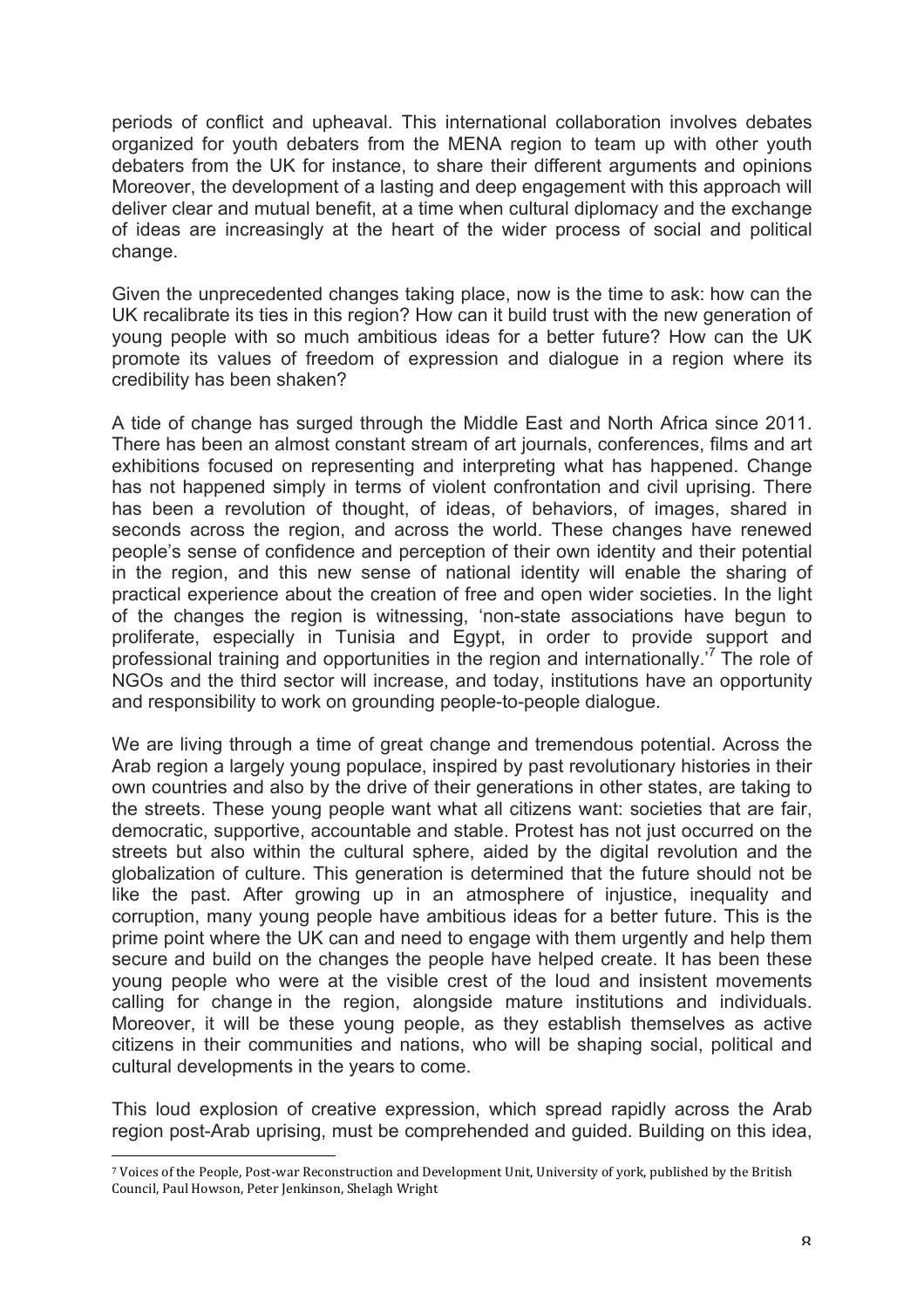periods of conflict and upheaval. This international collaboration involves debates organized for youth debaters from the MENA region to team up with other youth debaters from the UK for instance, to share their different arguments and opinions Moreover, the development of a lasting and deep engagement with this approach will deliver clear and mutual benefit, at a time when cultural diplomacy and the exchange of ideas are increasingly at the heart of the wider process of social and political change.

Given the unprecedented changes taking place, now is the time to ask: how can the UK recalibrate its ties in this region? How can it build trust with the new generation of young people with so much ambitious ideas for a better future? How can the UK promote its values of freedom of expression and dialogue in a region where its credibility has been shaken?

A tide of change has surged through the Middle East and North Africa since 2011. There has been an almost constant stream of art journals, conferences, films and art exhibitions focused on representing and interpreting what has happened. Change has not happened simply in terms of violent confrontation and civil uprising. There has been a revolution of thought, of ideas, of behaviors, of images, shared in seconds across the region, and across the world. These changes have renewed people's sense of confidence and perception of their own identity and their potential in the region, and this new sense of national identity will enable the sharing of practical experience about the creation of free and open wider societies. In the light of the changes the region is witnessing, 'non-state associations have begun to proliferate, especially in Tunisia and Egypt, in order to provide support and professional training and opportunities in the region and internationally.'[7] The role of NGOs and the third sector will increase, and today, institutions have an opportunity and responsibility to work on grounding people-to-people dialogue.

We are living through a time of great change and tremendous potential. Across the Arab region a largely young populace, inspired by past revolutionary histories in their own countries and also by the drive of their generations in other states, are taking to the streets. These young people want what all citizens want: societies that are fair, democratic, supportive, accountable and stable. Protest has not just occurred on the streets but also within the cultural sphere, aided by the digital revolution and the globalization of culture. This generation is determined that the future should not be like the past. After growing up in an atmosphere of injustice, inequality and corruption, many young people have ambitious ideas for a better future. This is the prime point where the UK can and need to engage with them urgently and help them secure and build on the changes the people have helped create. It has been these young people who were at the visible crest of the loud and insistent movements calling for change in the region, alongside mature institutions and individuals. Moreover, it will be these young people, as they establish themselves as active citizens in their communities and nations, who will be shaping social, political and cultural developments in the years to come.

This loud explosion of creative expression, which spread rapidly across the Arab region post-Arab uprising, must be comprehended and guided. Building on this idea,

[7] Voices of the People, Post-war Reconstruction and Development Unit, University of york, published by the British Council, Paul Howson, Peter Jenkinson, Shelagh Wright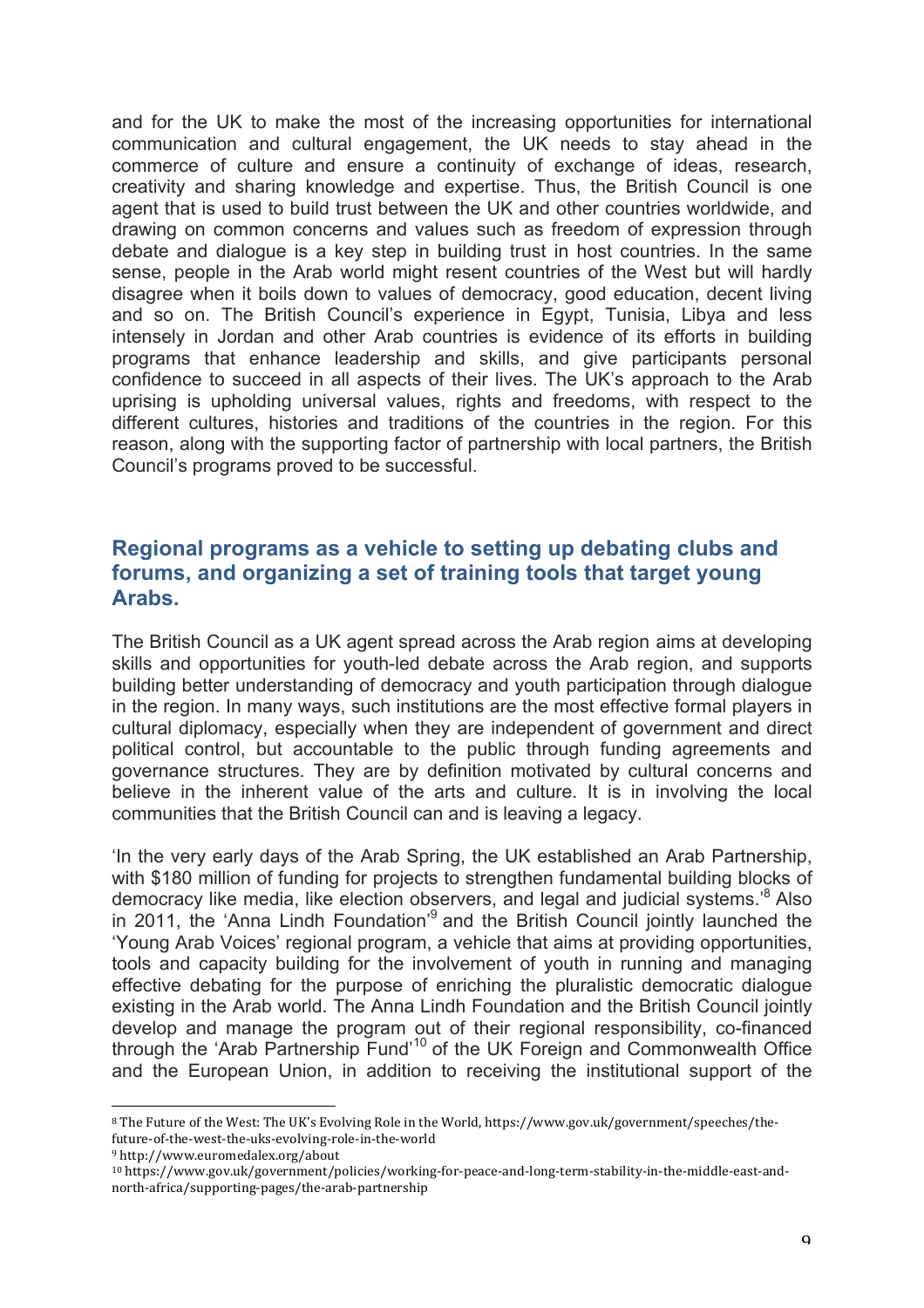and for the UK to make the most of the increasing opportunities for international communication and cultural engagement, the UK needs to stay ahead in the commerce of culture and ensure a continuity of exchange of ideas, research, creativity and sharing knowledge and expertise. Thus, the British Council is one agent that is used to build trust between the UK and other countries worldwide, and drawing on common concerns and values such as freedom of expression through debate and dialogue is a key step in building trust in host countries. In the same sense, people in the Arab world might resent countries of the West but will hardly disagree when it boils down to values of democracy, good education, decent living and so on. The British Council's experience in Egypt, Tunisia, Libya and less intensely in Jordan and other Arab countries is evidence of its efforts in building programs that enhance leadership and skills, and give participants personal confidence to succeed in all aspects of their lives. The UK's approach to the Arab uprising is upholding universal values, rights and freedoms, with respect to the different cultures, histories and traditions of the countries in the region. For this reason, along with the supporting factor of partnership with local partners, the British Council's programs proved to be successful.

## Regional programs as a vehicle to setting up debating clubs and forums, and organizing a set of training tools that target young Arabs.

The British Council as a UK agent spread across the Arab region aims at developing skills and opportunities for youth-led debate across the Arab region, and supports building better understanding of democracy and youth participation through dialogue in the region. In many ways, such institutions are the most effective formal players in cultural diplomacy, especially when they are independent of government and direct political control, but accountable to the public through funding agreements and governance structures. They are by definition motivated by cultural concerns and believe in the inherent value of the arts and culture. It is in involving the local communities that the British Council can and is leaving a legacy.

'In the very early days of the Arab Spring, the UK established an Arab Partnership, with $180 million of funding for projects to strengthen fundamental building blocks of democracy like media, like election observers, and legal and judicial systems.'[8] Also in 2011, the 'Anna Lindh Foundation'[9] and the British Council jointly launched the 'Young Arab Voices' regional program, a vehicle that aims at providing opportunities, tools and capacity building for the involvement of youth in running and managing effective debating for the purpose of enriching the pluralistic democratic dialogue existing in the Arab world. The Anna Lindh Foundation and the British Council jointly develop and manage the program out of their regional responsibility, co-financed through the 'Arab Partnership Fund'[10] of the UK Foreign and Commonwealth Office and the European Union, in addition to receiving the institutional support of the

[8] The Future of the West: The UK's Evolving Role in the World, https://www.gov.uk/government/speeches/the-future-of-the-west-the-uks-evolving-role-in-the-world

[9] http://www.euromedalex.org/about

[10] https://www.gov.uk/government/policies/working-for-peace-and-long-term-stability-in-the-middle-east-and-north-africa/supporting-pages/the-arab-partnership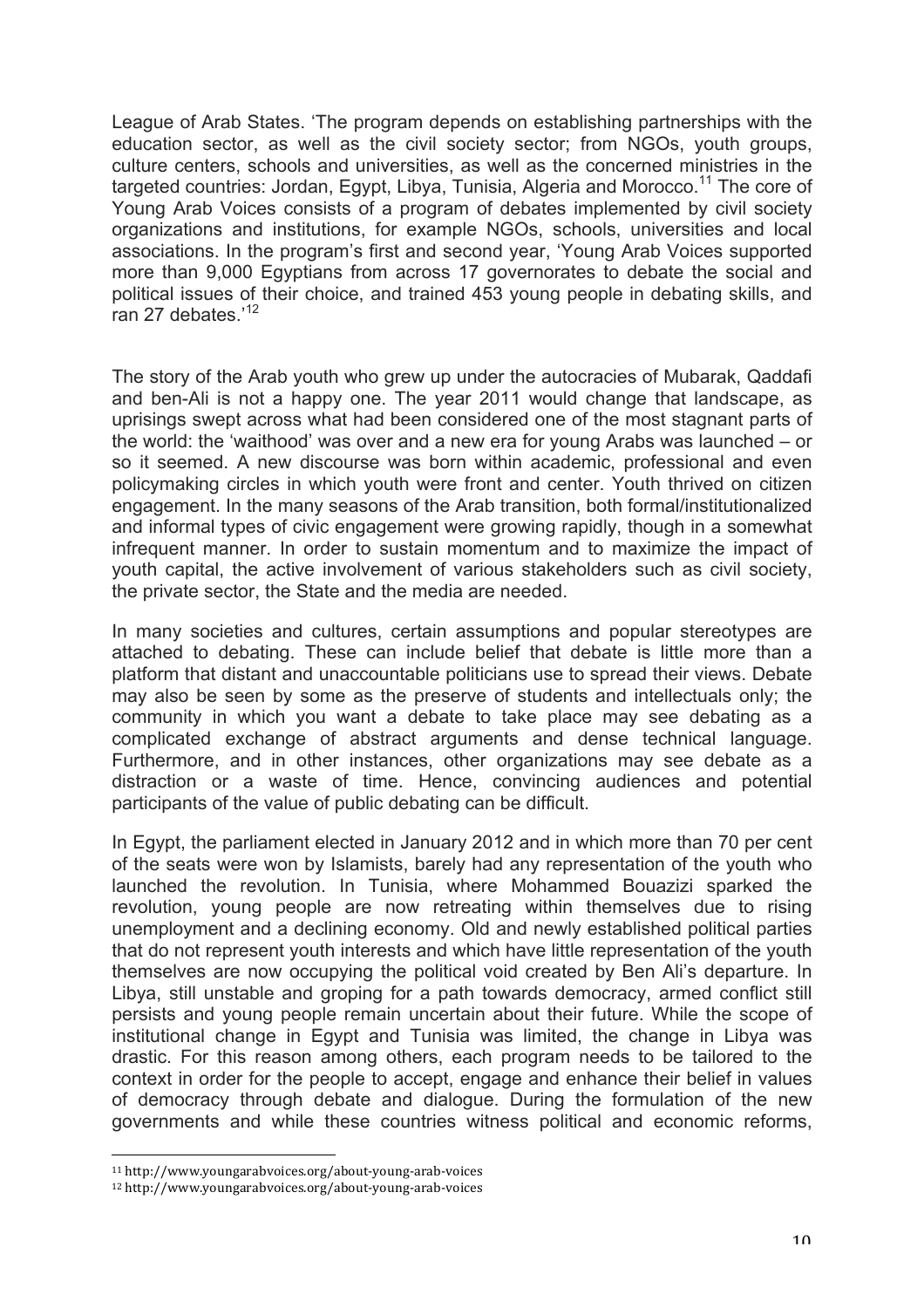League of Arab States. 'The program depends on establishing partnerships with the education sector, as well as the civil society sector; from NGOs, youth groups, culture centers, schools and universities, as well as the concerned ministries in the targeted countries: Jordan, Egypt, Libya, Tunisia, Algeria and Morocco.[11] The core of Young Arab Voices consists of a program of debates implemented by civil society organizations and institutions, for example NGOs, schools, universities and local associations. In the program's first and second year, 'Young Arab Voices supported more than 9,000 Egyptians from across 17 governorates to debate the social and political issues of their choice, and trained 453 young people in debating skills, and ran 27 debates.'[12]

The story of the Arab youth who grew up under the autocracies of Mubarak, Qaddafi and ben-Ali is not a happy one. The year 2011 would change that landscape, as uprisings swept across what had been considered one of the most stagnant parts of the world: the 'waithood' was over and a new era for young Arabs was launched – or so it seemed. A new discourse was born within academic, professional and even policymaking circles in which youth were front and center. Youth thrived on citizen engagement. In the many seasons of the Arab transition, both formal/institutionalized and informal types of civic engagement were growing rapidly, though in a somewhat infrequent manner. In order to sustain momentum and to maximize the impact of youth capital, the active involvement of various stakeholders such as civil society, the private sector, the State and the media are needed.

In many societies and cultures, certain assumptions and popular stereotypes are attached to debating. These can include belief that debate is little more than a platform that distant and unaccountable politicians use to spread their views. Debate may also be seen by some as the preserve of students and intellectuals only; the community in which you want a debate to take place may see debating as a complicated exchange of abstract arguments and dense technical language. Furthermore, and in other instances, other organizations may see debate as a distraction or a waste of time. Hence, convincing audiences and potential participants of the value of public debating can be difficult.

In Egypt, the parliament elected in January 2012 and in which more than 70 per cent of the seats were won by Islamists, barely had any representation of the youth who launched the revolution. In Tunisia, where Mohammed Bouazizi sparked the revolution, young people are now retreating within themselves due to rising unemployment and a declining economy. Old and newly established political parties that do not represent youth interests and which have little representation of the youth themselves are now occupying the political void created by Ben Ali's departure. In Libya, still unstable and groping for a path towards democracy, armed conflict still persists and young people remain uncertain about their future. While the scope of institutional change in Egypt and Tunisia was limited, the change in Libya was drastic. For this reason among others, each program needs to be tailored to the context in order for the people to accept, engage and enhance their belief in values of democracy through debate and dialogue. During the formulation of the new governments and while these countries witness political and economic reforms,

[11] http://www.youngarabvoices.org/about-young-arab-voices

[12] http://www.youngarabvoices.org/about-young-arab-voices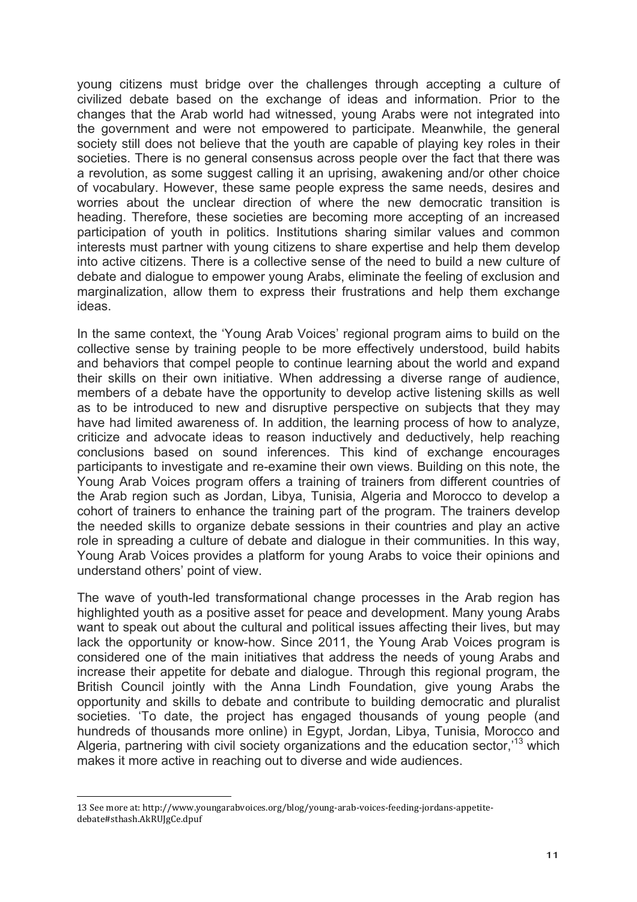young citizens must bridge over the challenges through accepting a culture of civilized debate based on the exchange of ideas and information. Prior to the changes that the Arab world had witnessed, young Arabs were not integrated into the government and were not empowered to participate. Meanwhile, the general society still does not believe that the youth are capable of playing key roles in their societies. There is no general consensus across people over the fact that there was a revolution, as some suggest calling it an uprising, awakening and/or other choice of vocabulary. However, these same people express the same needs, desires and worries about the unclear direction of where the new democratic transition is heading. Therefore, these societies are becoming more accepting of an increased participation of youth in politics. Institutions sharing similar values and common interests must partner with young citizens to share expertise and help them develop into active citizens. There is a collective sense of the need to build a new culture of debate and dialogue to empower young Arabs, eliminate the feeling of exclusion and marginalization, allow them to express their frustrations and help them exchange ideas.

In the same context, the 'Young Arab Voices' regional program aims to build on the collective sense by training people to be more effectively understood, build habits and behaviors that compel people to continue learning about the world and expand their skills on their own initiative. When addressing a diverse range of audience, members of a debate have the opportunity to develop active listening skills as well as to be introduced to new and disruptive perspective on subjects that they may have had limited awareness of. In addition, the learning process of how to analyze, criticize and advocate ideas to reason inductively and deductively, help reaching conclusions based on sound inferences. This kind of exchange encourages participants to investigate and re-examine their own views. Building on this note, the Young Arab Voices program offers a training of trainers from different countries of the Arab region such as Jordan, Libya, Tunisia, Algeria and Morocco to develop a cohort of trainers to enhance the training part of the program. The trainers develop the needed skills to organize debate sessions in their countries and play an active role in spreading a culture of debate and dialogue in their communities. In this way, Young Arab Voices provides a platform for young Arabs to voice their opinions and understand others' point of view.

The wave of youth-led transformational change processes in the Arab region has highlighted youth as a positive asset for peace and development. Many young Arabs want to speak out about the cultural and political issues affecting their lives, but may lack the opportunity or know-how. Since 2011, the Young Arab Voices program is considered one of the main initiatives that address the needs of young Arabs and increase their appetite for debate and dialogue. Through this regional program, the British Council jointly with the Anna Lindh Foundation, give young Arabs the opportunity and skills to debate and contribute to building democratic and pluralist societies. 'To date, the project has engaged thousands of young people (and hundreds of thousands more online) in Egypt, Jordan, Libya, Tunisia, Morocco and Algeria, partnering with civil society organizations and the education sector,'[13] which makes it more active in reaching out to diverse and wide audiences.

---

13 See more at: http://www.youngarabvoices.org/blog/young-arab-voices-feeding-jordans-appetite-debate#sthash.AkRUJgCe.dpuf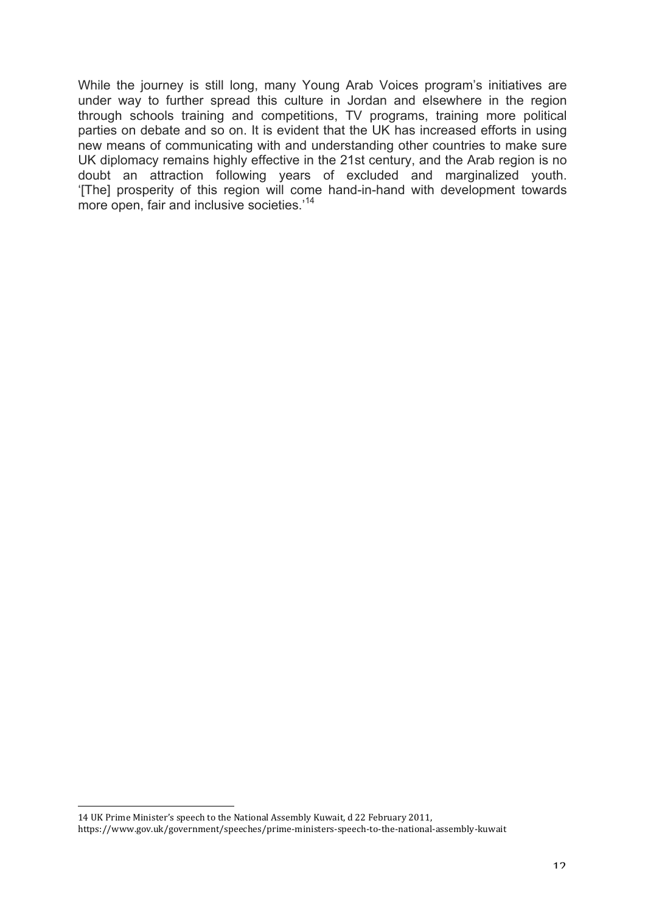While the journey is still long, many Young Arab Voices program's initiatives are under way to further spread this culture in Jordan and elsewhere in the region through schools training and competitions, TV programs, training more political parties on debate and so on. It is evident that the UK has increased efforts in using new means of communicating with and understanding other countries to make sure UK diplomacy remains highly effective in the 21st century, and the Arab region is no doubt an attraction following years of excluded and marginalized youth. '[The] prosperity of this region will come hand-in-hand with development towards more open, fair and inclusive societies.'[14]

---

14 UK Prime Minister's speech to the National Assembly Kuwait, d 22 February 2011, https://www.gov.uk/government/speeches/prime-ministers-speech-to-the-national-assembly-kuwait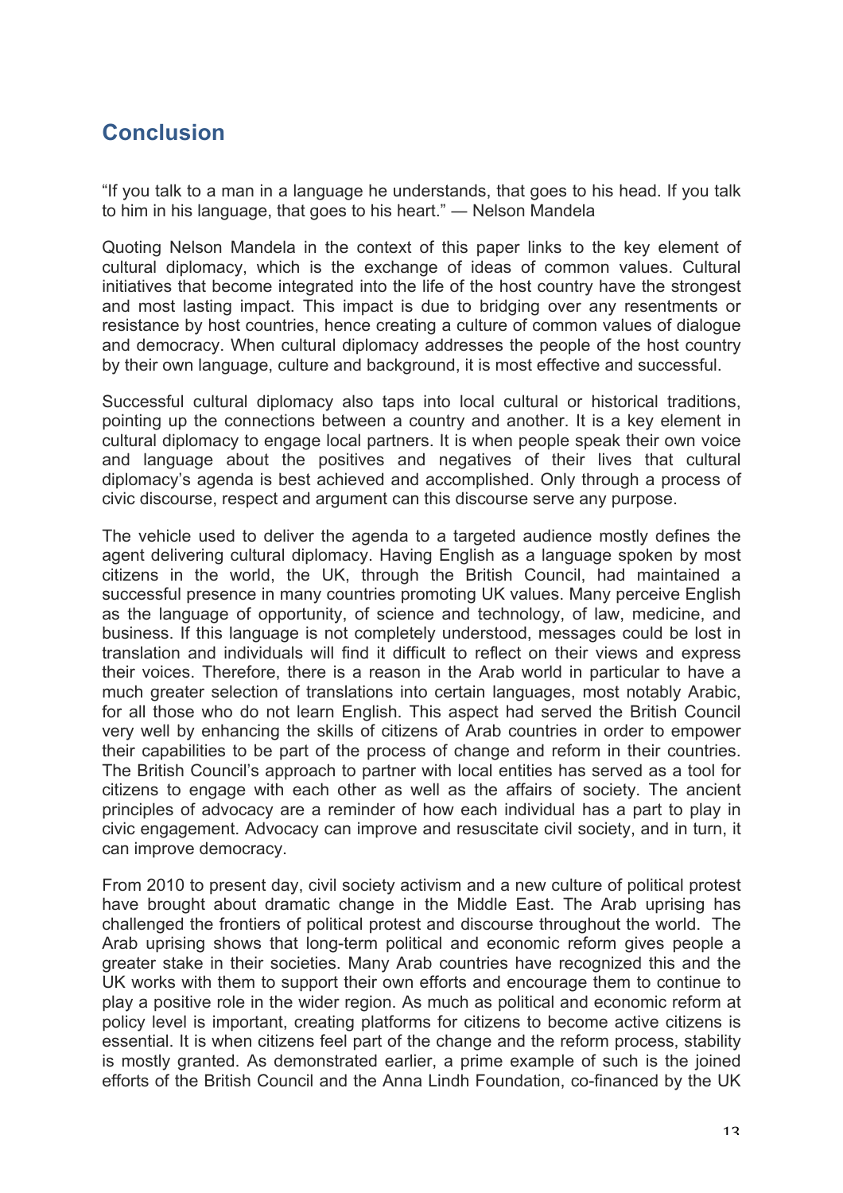## Conclusion

"If you talk to a man in a language he understands, that goes to his head. If you talk to him in his language, that goes to his heart." — Nelson Mandela

Quoting Nelson Mandela in the context of this paper links to the key element of cultural diplomacy, which is the exchange of ideas of common values. Cultural initiatives that become integrated into the life of the host country have the strongest and most lasting impact. This impact is due to bridging over any resentments or resistance by host countries, hence creating a culture of common values of dialogue and democracy. When cultural diplomacy addresses the people of the host country by their own language, culture and background, it is most effective and successful.

Successful cultural diplomacy also taps into local cultural or historical traditions, pointing up the connections between a country and another. It is a key element in cultural diplomacy to engage local partners. It is when people speak their own voice and language about the positives and negatives of their lives that cultural diplomacy's agenda is best achieved and accomplished. Only through a process of civic discourse, respect and argument can this discourse serve any purpose.

The vehicle used to deliver the agenda to a targeted audience mostly defines the agent delivering cultural diplomacy. Having English as a language spoken by most citizens in the world, the UK, through the British Council, had maintained a successful presence in many countries promoting UK values. Many perceive English as the language of opportunity, of science and technology, of law, medicine, and business. If this language is not completely understood, messages could be lost in translation and individuals will find it difficult to reflect on their views and express their voices. Therefore, there is a reason in the Arab world in particular to have a much greater selection of translations into certain languages, most notably Arabic, for all those who do not learn English. This aspect had served the British Council very well by enhancing the skills of citizens of Arab countries in order to empower their capabilities to be part of the process of change and reform in their countries. The British Council's approach to partner with local entities has served as a tool for citizens to engage with each other as well as the affairs of society. The ancient principles of advocacy are a reminder of how each individual has a part to play in civic engagement. Advocacy can improve and resuscitate civil society, and in turn, it can improve democracy.

From 2010 to present day, civil society activism and a new culture of political protest have brought about dramatic change in the Middle East. The Arab uprising has challenged the frontiers of political protest and discourse throughout the world. The Arab uprising shows that long-term political and economic reform gives people a greater stake in their societies. Many Arab countries have recognized this and the UK works with them to support their own efforts and encourage them to continue to play a positive role in the wider region. As much as political and economic reform at policy level is important, creating platforms for citizens to become active citizens is essential. It is when citizens feel part of the change and the reform process, stability is mostly granted. As demonstrated earlier, a prime example of such is the joined efforts of the British Council and the Anna Lindh Foundation, co-financed by the UK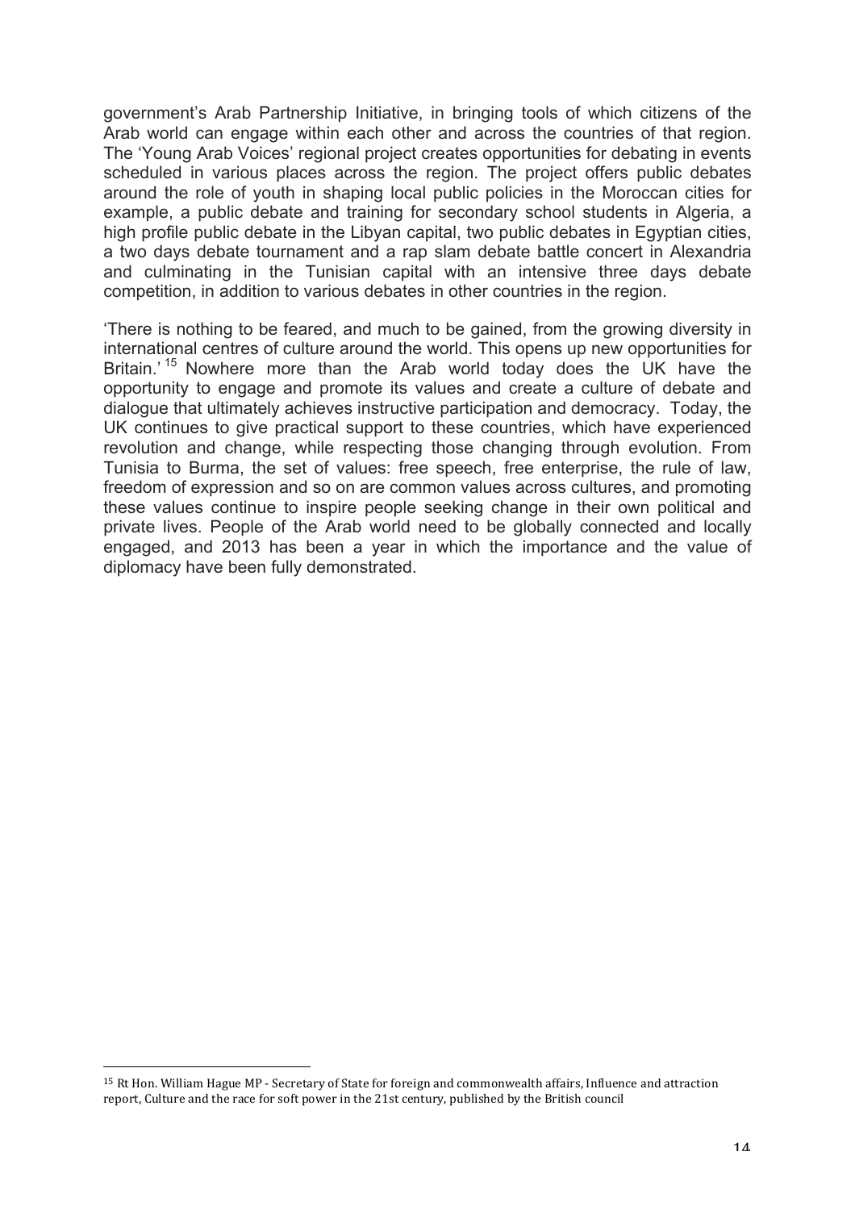government's Arab Partnership Initiative, in bringing tools of which citizens of the Arab world can engage within each other and across the countries of that region. The 'Young Arab Voices' regional project creates opportunities for debating in events scheduled in various places across the region. The project offers public debates around the role of youth in shaping local public policies in the Moroccan cities for example, a public debate and training for secondary school students in Algeria, a high profile public debate in the Libyan capital, two public debates in Egyptian cities, a two days debate tournament and a rap slam debate battle concert in Alexandria and culminating in the Tunisian capital with an intensive three days debate competition, in addition to various debates in other countries in the region.

'There is nothing to be feared, and much to be gained, from the growing diversity in international centres of culture around the world. This opens up new opportunities for Britain.' [15] Nowhere more than the Arab world today does the UK have the opportunity to engage and promote its values and create a culture of debate and dialogue that ultimately achieves instructive participation and democracy. Today, the UK continues to give practical support to these countries, which have experienced revolution and change, while respecting those changing through evolution. From Tunisia to Burma, the set of values: free speech, free enterprise, the rule of law, freedom of expression and so on are common values across cultures, and promoting these values continue to inspire people seeking change in their own political and private lives. People of the Arab world need to be globally connected and locally engaged, and 2013 has been a year in which the importance and the value of diplomacy have been fully demonstrated.

[15] Rt Hon. William Hague MP - Secretary of State for foreign and commonwealth affairs, Influence and attraction report, Culture and the race for soft power in the 21st century, published by the British council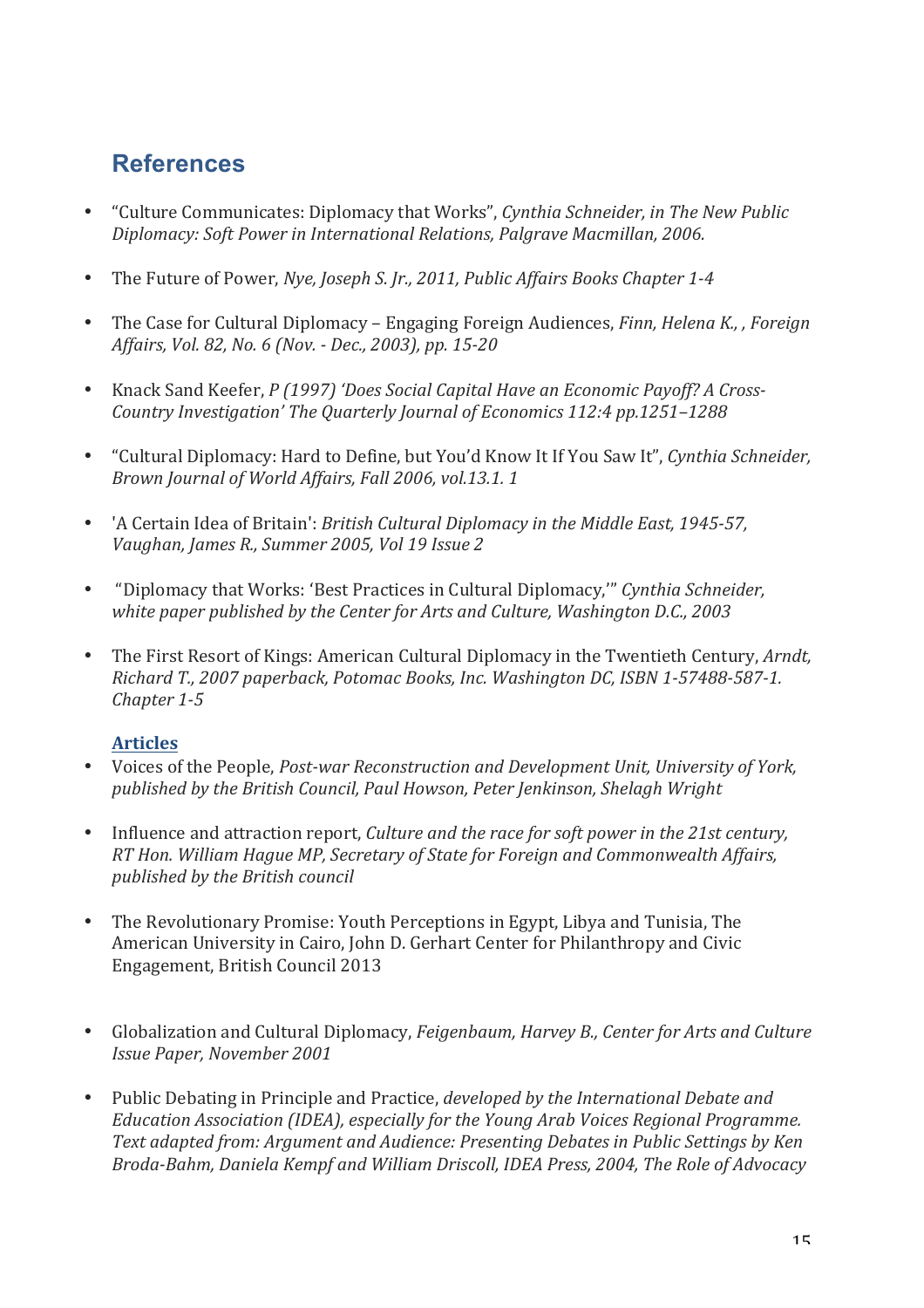## References

- "Culture Communicates: Diplomacy that Works", *Cynthia Schneider, in The New Public Diplomacy: Soft Power in International Relations, Palgrave Macmillan, 2006.*

- The Future of Power, *Nye, Joseph S. Jr., 2011, Public Affairs Books Chapter 1-4*

- The Case for Cultural Diplomacy – Engaging Foreign Audiences, *Finn, Helena K., , Foreign Affairs, Vol. 82, No. 6 (Nov. - Dec., 2003), pp. 15-20*

- Knack Sand Keefer, *P (1997) 'Does Social Capital Have an Economic Payoff? A Cross-Country Investigation' The Quarterly Journal of Economics 112:4 pp.1251–1288*

- "Cultural Diplomacy: Hard to Define, but You'd Know It If You Saw It", *Cynthia Schneider, Brown Journal of World Affairs, Fall 2006, vol.13.1. 1*

- 'A Certain Idea of Britain': *British Cultural Diplomacy in the Middle East, 1945-57, Vaughan, James R., Summer 2005, Vol 19 Issue 2*

- "Diplomacy that Works: 'Best Practices in Cultural Diplomacy,'" *Cynthia Schneider, white paper published by the Center for Arts and Culture, Washington D.C., 2003*

- The First Resort of Kings: American Cultural Diplomacy in the Twentieth Century, *Arndt, Richard T., 2007 paperback, Potomac Books, Inc. Washington DC, ISBN 1-57488-587-1. Chapter 1-5*

**Articles**

- Voices of the People, *Post-war Reconstruction and Development Unit, University of York, published by the British Council, Paul Howson, Peter Jenkinson, Shelagh Wright*

- Influence and attraction report, *Culture and the race for soft power in the 21st century, RT Hon. William Hague MP, Secretary of State for Foreign and Commonwealth Affairs, published by the British council*

- The Revolutionary Promise: Youth Perceptions in Egypt, Libya and Tunisia, The American University in Cairo, John D. Gerhart Center for Philanthropy and Civic Engagement, British Council 2013

- Globalization and Cultural Diplomacy, *Feigenbaum, Harvey B., Center for Arts and Culture Issue Paper, November 2001*

- Public Debating in Principle and Practice, *developed by the International Debate and Education Association (IDEA), especially for the Young Arab Voices Regional Programme. Text adapted from: Argument and Audience: Presenting Debates in Public Settings by Ken Broda-Bahm, Daniela Kempf and William Driscoll, IDEA Press, 2004, The Role of Advocacy*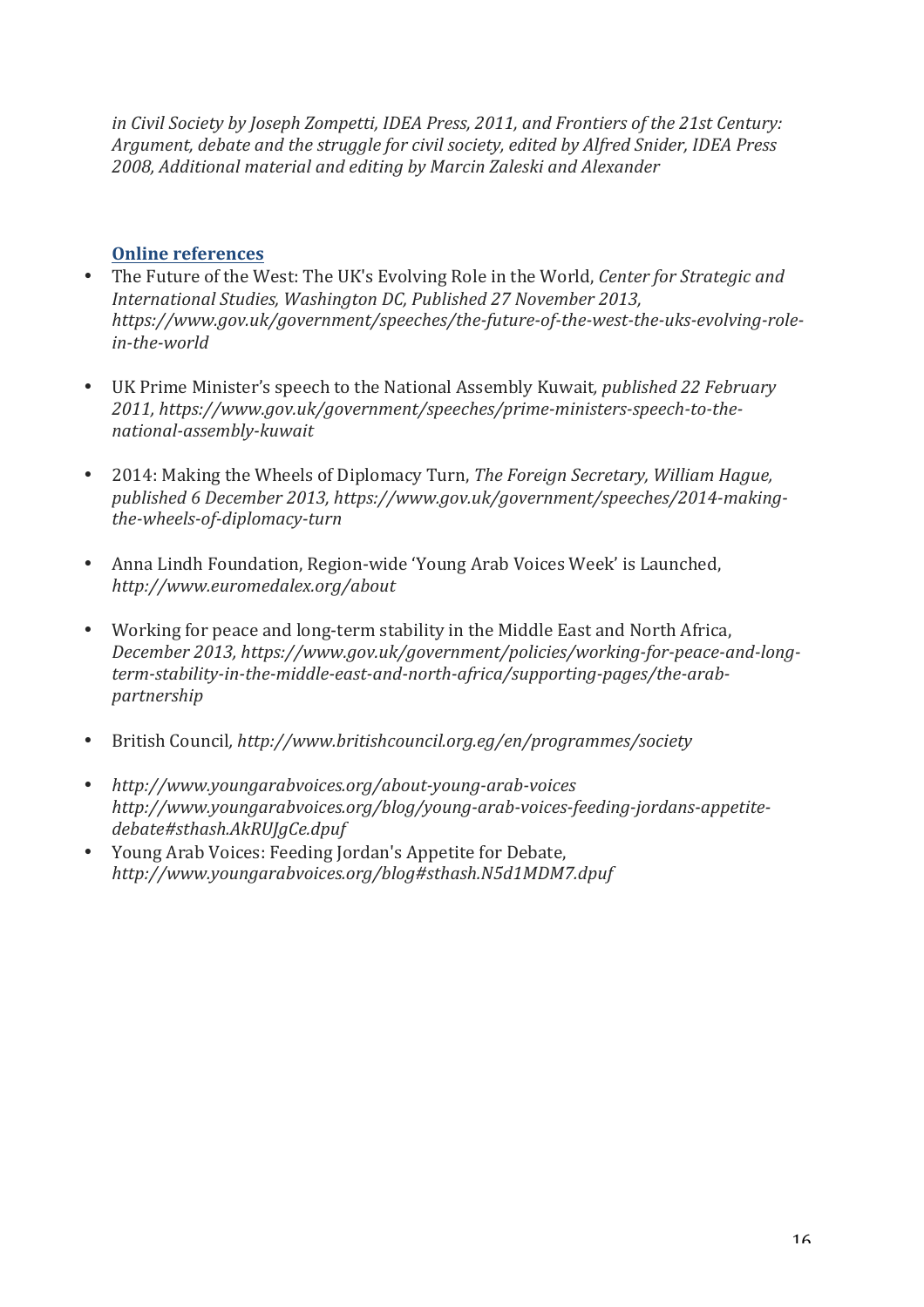*in Civil Society by Joseph Zompetti, IDEA Press, 2011, and Frontiers of the 21st Century: Argument, debate and the struggle for civil society, edited by Alfred Snider, IDEA Press 2008, Additional material and editing by Marcin Zaleski and Alexander*

## Online references

- The Future of the West: The UK's Evolving Role in the World, *Center for Strategic and International Studies, Washington DC, Published 27 November 2013, https://www.gov.uk/government/speeches/the-future-of-the-west-the-uks-evolving-role-in-the-world*

- UK Prime Minister's speech to the National Assembly Kuwait*, published 22 February 2011, https://www.gov.uk/government/speeches/prime-ministers-speech-to-the-national-assembly-kuwait*

- 2014: Making the Wheels of Diplomacy Turn, *The Foreign Secretary, William Hague, published 6 December 2013, https://www.gov.uk/government/speeches/2014-making-the-wheels-of-diplomacy-turn*

- Anna Lindh Foundation, Region-wide 'Young Arab Voices Week' is Launched, *http://www.euromedalex.org/about*

- Working for peace and long-term stability in the Middle East and North Africa, *December 2013, https://www.gov.uk/government/policies/working-for-peace-and-long-term-stability-in-the-middle-east-and-north-africa/supporting-pages/the-arab-partnership*

- British Council*, http://www.britishcouncil.org.eg/en/programmes/society*

- *http://www.youngarabvoices.org/about-young-arab-voices http://www.youngarabvoices.org/blog/young-arab-voices-feeding-jordans-appetite-debate#sthash.AkRUJgCe.dpuf*
- Young Arab Voices: Feeding Jordan's Appetite for Debate, *http://www.youngarabvoices.org/blog#sthash.N5d1MDM7.dpuf*